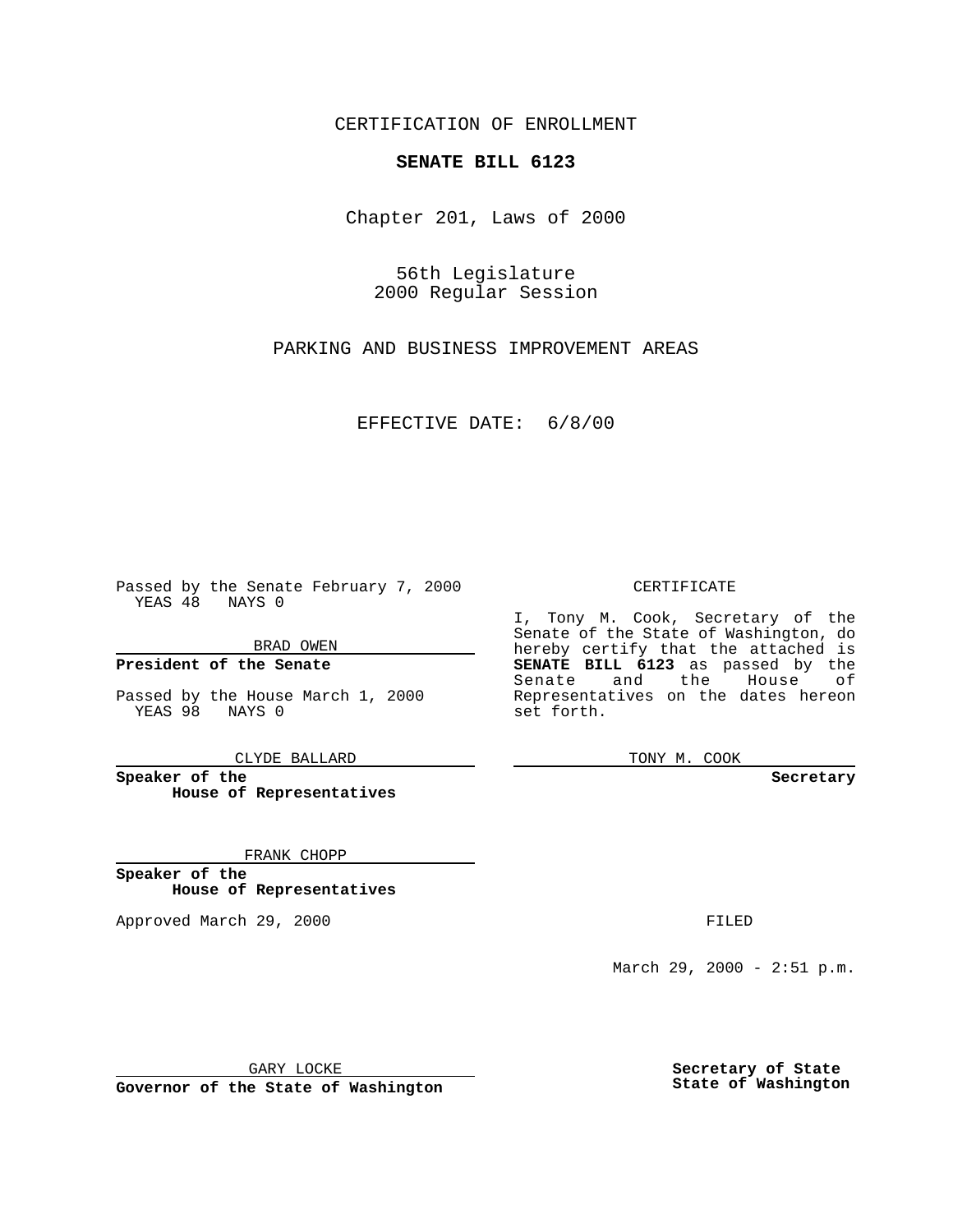CERTIFICATION OF ENROLLMENT

# SENATE BILL 6123

Chapter 201, Laws of 2000

56th Legislature
2000 Regular Session

PARKING AND BUSINESS IMPROVEMENT AREAS

EFFECTIVE DATE: 6/8/00

Passed by the Senate February 7, 2000
YEAS 48 NAYS 0

BRAD OWEN

**President of the Senate**

Passed by the House March 1, 2000
YEAS 98 NAYS 0

CLYDE BALLARD

**Speaker of the House of Representatives**

FRANK CHOPP

**Speaker of the House of Representatives**

Approved March 29, 2000

GARY LOCKE

**Governor of the State of Washington**

CERTIFICATE

I, Tony M. Cook, Secretary of the Senate of the State of Washington, do hereby certify that the attached is **SENATE BILL 6123** as passed by the Senate and the House of Representatives on the dates hereon set forth.

TONY M. COOK

**Secretary**

FILED

March 29, 2000 - 2:51 p.m.

**Secretary of State**
**State of Washington**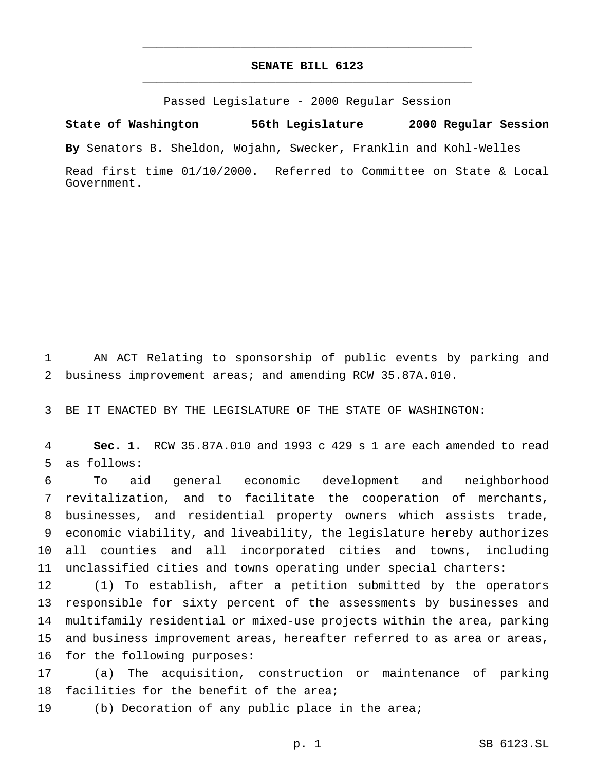# SENATE BILL 6123

Passed Legislature - 2000 Regular Session

**State of Washington 56th Legislature 2000 Regular Session**

**By** Senators B. Sheldon, Wojahn, Swecker, Franklin and Kohl-Welles

Read first time 01/10/2000. Referred to Committee on State & Local Government.

AN ACT Relating to sponsorship of public events by parking and business improvement areas; and amending RCW 35.87A.010.

BE IT ENACTED BY THE LEGISLATURE OF THE STATE OF WASHINGTON:

**Sec. 1.** RCW 35.87A.010 and 1993 c 429 s 1 are each amended to read as follows:

To aid general economic development and neighborhood revitalization, and to facilitate the cooperation of merchants, businesses, and residential property owners which assists trade, economic viability, and liveability, the legislature hereby authorizes all counties and all incorporated cities and towns, including unclassified cities and towns operating under special charters:

(1) To establish, after a petition submitted by the operators responsible for sixty percent of the assessments by businesses and multifamily residential or mixed-use projects within the area, parking and business improvement areas, hereafter referred to as area or areas, for the following purposes:

(a) The acquisition, construction or maintenance of parking facilities for the benefit of the area;

(b) Decoration of any public place in the area;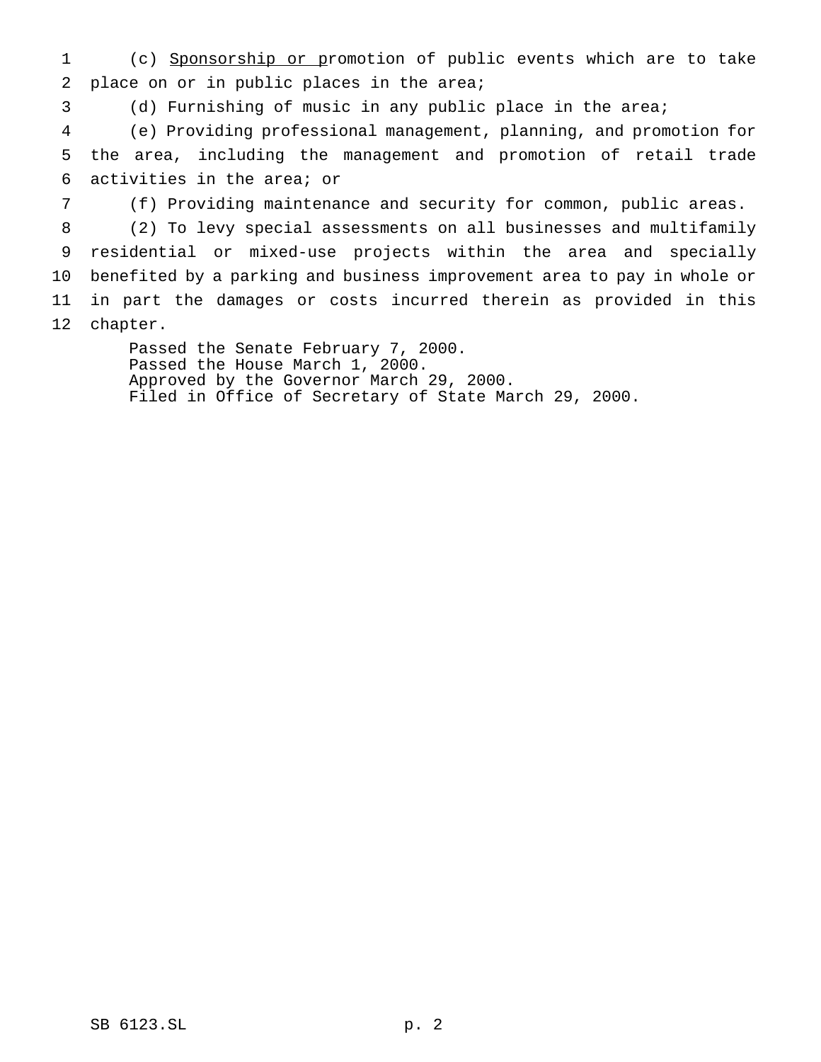(c) <u>Sponsorship or p</u>romotion of public events which are to take place on or in public places in the area;

(d) Furnishing of music in any public place in the area;

(e) Providing professional management, planning, and promotion for the area, including the management and promotion of retail trade activities in the area; or

(f) Providing maintenance and security for common, public areas.

(2) To levy special assessments on all businesses and multifamily residential or mixed-use projects within the area and specially benefited by a parking and business improvement area to pay in whole or in part the damages or costs incurred therein as provided in this chapter.

Passed the Senate February 7, 2000.
Passed the House March 1, 2000.
Approved by the Governor March 29, 2000.
Filed in Office of Secretary of State March 29, 2000.